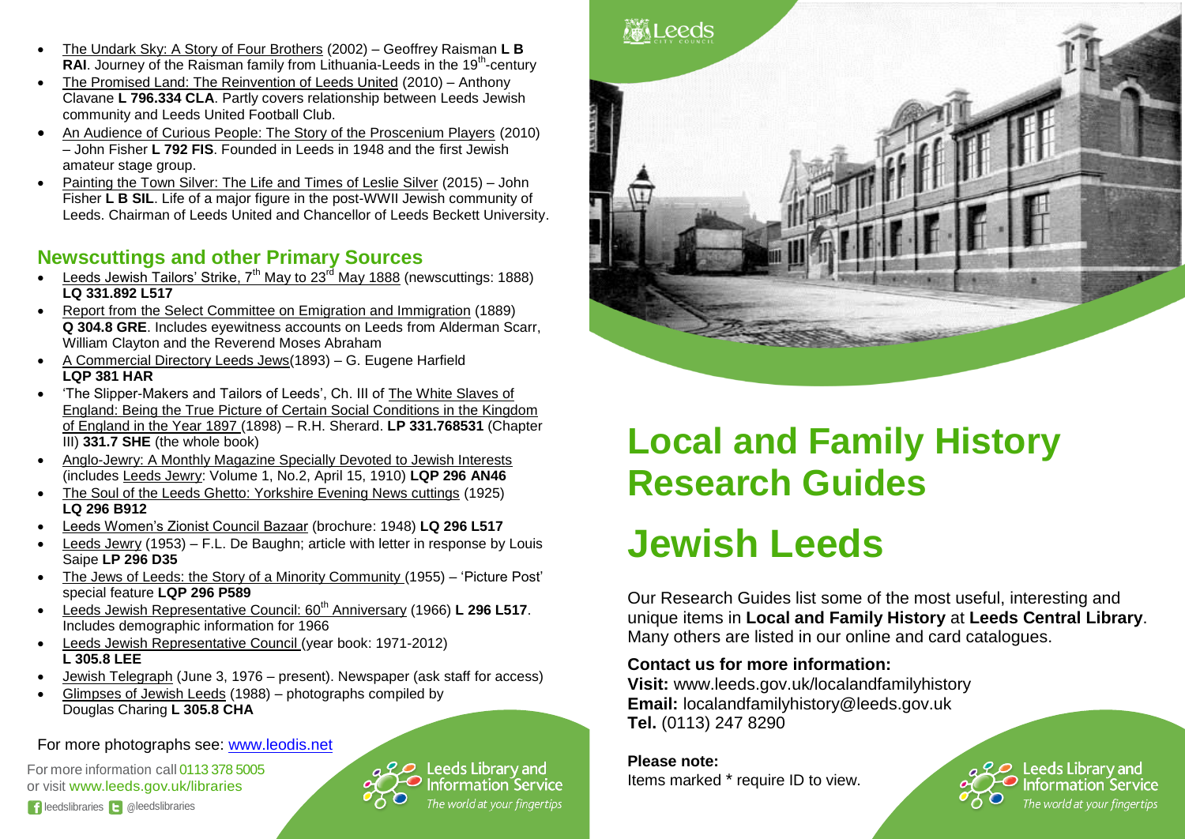- The Undark Sky: A Story of Four Brothers (2002) – Geoffrey Raisman **L B RAI**. Journey of the Raisman family from Lithuania-Leeds in the 19th-century
- The Promised Land: The Reinvention of Leeds United (2010) – Anthony Clavane **L 796.334 CLA**. Partly covers relationship between Leeds Jewish community and Leeds United Football Club.
- An Audience of Curious People: The Story of the Proscenium Players (2010) – John Fisher **L 792 FIS**. Founded in Leeds in 1948 and the first Jewish amateur stage group.
- Painting the Town Silver: The Life and Times of Leslie Silver (2015) – John Fisher **L B SIL**. Life of a major figure in the post-WWII Jewish community of Leeds. Chairman of Leeds United and Chancellor of Leeds Beckett University.

## Newscuttings and other Primary Sources

- Leeds Jewish Tailors' Strike, 7th May to 23rd May 1888 (newscuttings: 1888) **LQ 331.892 L517**
- Report from the Select Committee on Emigration and Immigration (1889) **Q 304.8 GRE**. Includes eyewitness accounts on Leeds from Alderman Scarr, William Clayton and the Reverend Moses Abraham
- A Commercial Directory Leeds Jews(1893) – G. Eugene Harfield **LQP 381 HAR**
- 'The Slipper-Makers and Tailors of Leeds', Ch. III of The White Slaves of England: Being the True Picture of Certain Social Conditions in the Kingdom of England in the Year 1897 (1898) – R.H. Sherard. **LP 331.768531** (Chapter III) **331.7 SHE** (the whole book)
- Anglo-Jewry: A Monthly Magazine Specially Devoted to Jewish Interests (includes Leeds Jewry: Volume 1, No.2, April 15, 1910) **LQP 296 AN46**
- The Soul of the Leeds Ghetto: Yorkshire Evening News cuttings (1925) **LQ 296 B912**
- Leeds Women's Zionist Council Bazaar (brochure: 1948) **LQ 296 L517**
- Leeds Jewry (1953) – F.L. De Baughn; article with letter in response by Louis Saipe **LP 296 D35**
- The Jews of Leeds: the Story of a Minority Community (1955) – 'Picture Post' special feature **LQP 296 P589**
- Leeds Jewish Representative Council: 60th Anniversary (1966) **L 296 L517**. Includes demographic information for 1966
- Leeds Jewish Representative Council (year book: 1971-2012) **L 305.8 LEE**
- Jewish Telegraph (June 3, 1976 – present). Newspaper (ask staff for access)
- Glimpses of Jewish Leeds (1988) – photographs compiled by Douglas Charing **L 305.8 CHA**

For more photographs see: www.leodis.net

For more information call 0113 378 5005
or visit www.leeds.gov.uk/libraries

leedslibraries @leedslibraries

Leeds Library and Information Service
*The world at your fingertips*

Leeds City Council

# Local and Family History Research Guides

# Jewish Leeds

Our Research Guides list some of the most useful, interesting and unique items in **Local and Family History** at **Leeds Central Library**. Many others are listed in our online and card catalogues.

### Contact us for more information:

**Visit:** www.leeds.gov.uk/localandfamilyhistory
**Email:** localandfamilyhistory@leeds.gov.uk
**Tel.** (0113) 247 8290

**Please note:**
Items marked * require ID to view.

Leeds Library and Information Service
*The world at your fingertips*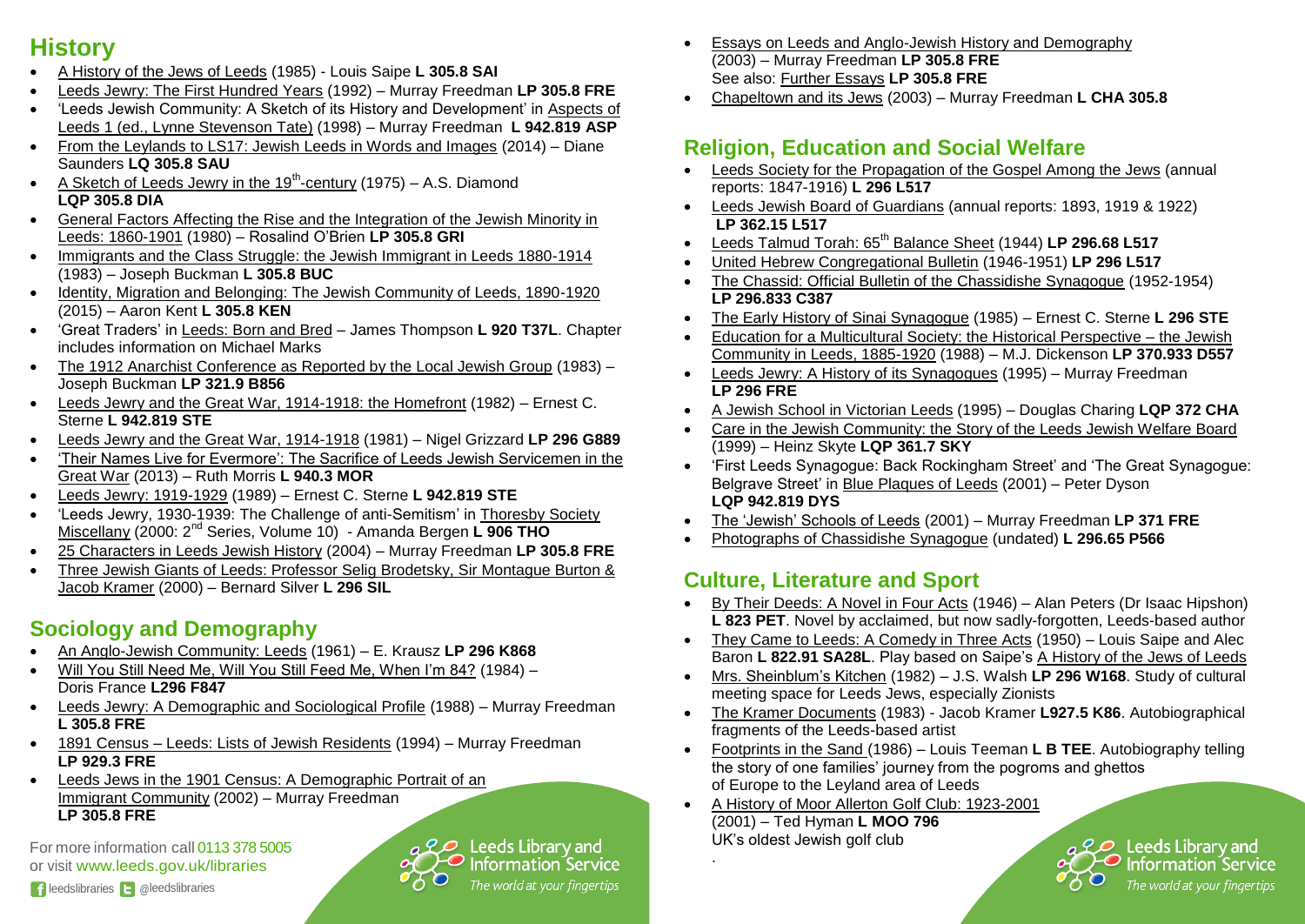## History

- A History of the Jews of Leeds (1985) - Louis Saipe **L 305.8 SAI**
- Leeds Jewry: The First Hundred Years (1992) – Murray Freedman **LP 305.8 FRE**
- 'Leeds Jewish Community: A Sketch of its History and Development' in Aspects of Leeds 1 (ed., Lynne Stevenson Tate) (1998) – Murray Freedman **L 942.819 ASP**
- From the Leylands to LS17: Jewish Leeds in Words and Images (2014) – Diane Saunders **LQ 305.8 SAU**
- A Sketch of Leeds Jewry in the 19th-century (1975) – A.S. Diamond **LQP 305.8 DIA**
- General Factors Affecting the Rise and the Integration of the Jewish Minority in Leeds: 1860-1901 (1980) – Rosalind O'Brien **LP 305.8 GRI**
- Immigrants and the Class Struggle: the Jewish Immigrant in Leeds 1880-1914 (1983) – Joseph Buckman **L 305.8 BUC**
- Identity, Migration and Belonging: The Jewish Community of Leeds, 1890-1920 (2015) – Aaron Kent **L 305.8 KEN**
- 'Great Traders' in Leeds: Born and Bred – James Thompson **L 920 T37L**. Chapter includes information on Michael Marks
- The 1912 Anarchist Conference as Reported by the Local Jewish Group (1983) – Joseph Buckman **LP 321.9 B856**
- Leeds Jewry and the Great War, 1914-1918: the Homefront (1982) – Ernest C. Sterne **L 942.819 STE**
- Leeds Jewry and the Great War, 1914-1918 (1981) – Nigel Grizzard **LP 296 G889**
- 'Their Names Live for Evermore': The Sacrifice of Leeds Jewish Servicemen in the Great War (2013) – Ruth Morris **L 940.3 MOR**
- Leeds Jewry: 1919-1929 (1989) – Ernest C. Sterne **L 942.819 STE**
- 'Leeds Jewry, 1930-1939: The Challenge of anti-Semitism' in Thoresby Society Miscellany (2000: 2nd Series, Volume 10) - Amanda Bergen **L 906 THO**
- 25 Characters in Leeds Jewish History (2004) – Murray Freedman **LP 305.8 FRE**
- Three Jewish Giants of Leeds: Professor Selig Brodetsky, Sir Montague Burton & Jacob Kramer (2000) – Bernard Silver **L 296 SIL**
- Essays on Leeds and Anglo-Jewish History and Demography (2003) – Murray Freedman **LP 305.8 FRE**
  See also: Further Essays **LP 305.8 FRE**
- Chapeltown and its Jews (2003) – Murray Freedman **L CHA 305.8**

## Sociology and Demography

- An Anglo-Jewish Community: Leeds (1961) – E. Krausz **LP 296 K868**
- Will You Still Need Me, Will You Still Feed Me, When I'm 84? (1984) – Doris France **L296 F847**
- Leeds Jewry: A Demographic and Sociological Profile (1988) – Murray Freedman **L 305.8 FRE**
- 1891 Census – Leeds: Lists of Jewish Residents (1994) – Murray Freedman **LP 929.3 FRE**
- Leeds Jews in the 1901 Census: A Demographic Portrait of an Immigrant Community (2002) – Murray Freedman **LP 305.8 FRE**

## Religion, Education and Social Welfare

- Leeds Society for the Propagation of the Gospel Among the Jews (annual reports: 1847-1916) **L 296 L517**
- Leeds Jewish Board of Guardians (annual reports: 1893, 1919 & 1922) **LP 362.15 L517**
- Leeds Talmud Torah: 65th Balance Sheet (1944) **LP 296.68 L517**
- United Hebrew Congregational Bulletin (1946-1951) **LP 296 L517**
- The Chassid: Official Bulletin of the Chassidishe Synagogue (1952-1954) **LP 296.833 C387**
- The Early History of Sinai Synagogue (1985) – Ernest C. Sterne **L 296 STE**
- Education for a Multicultural Society: the Historical Perspective – the Jewish Community in Leeds, 1885-1920 (1988) – M.J. Dickenson **LP 370.933 D557**
- Leeds Jewry: A History of its Synagogues (1995) – Murray Freedman **LP 296 FRE**
- A Jewish School in Victorian Leeds (1995) – Douglas Charing **LQP 372 CHA**
- Care in the Jewish Community: the Story of the Leeds Jewish Welfare Board (1999) – Heinz Skyte **LQP 361.7 SKY**
- 'First Leeds Synagogue: Back Rockingham Street' and 'The Great Synagogue: Belgrave Street' in Blue Plaques of Leeds (2001) – Peter Dyson **LQP 942.819 DYS**
- The 'Jewish' Schools of Leeds (2001) – Murray Freedman **LP 371 FRE**
- Photographs of Chassidishe Synagogue (undated) **L 296.65 P566**

## Culture, Literature and Sport

- By Their Deeds: A Novel in Four Acts (1946) – Alan Peters (Dr Isaac Hipshon) **L 823 PET**. Novel by acclaimed, but now sadly-forgotten, Leeds-based author
- They Came to Leeds: A Comedy in Three Acts (1950) – Louis Saipe and Alec Baron **L 822.91 SA28L**. Play based on Saipe's A History of the Jews of Leeds
- Mrs. Sheinblum's Kitchen (1982) – J.S. Walsh **LP 296 W168**. Study of cultural meeting space for Leeds Jews, especially Zionists
- The Kramer Documents (1983) - Jacob Kramer **L927.5 K86**. Autobiographical fragments of the Leeds-based artist
- Footprints in the Sand (1986) – Louis Teeman **L B TEE**. Autobiography telling the story of one families' journey from the pogroms and ghettos of Europe to the Leyland area of Leeds
- A History of Moor Allerton Golf Club: 1923-2001 (2001) – Ted Hyman **L MOO 796**
  UK's oldest Jewish golf club

For more information call 0113 378 5005 or visit www.leeds.gov.uk/libraries

leedslibraries @leedslibraries

Leeds Library and Information Service
The world at your fingertips